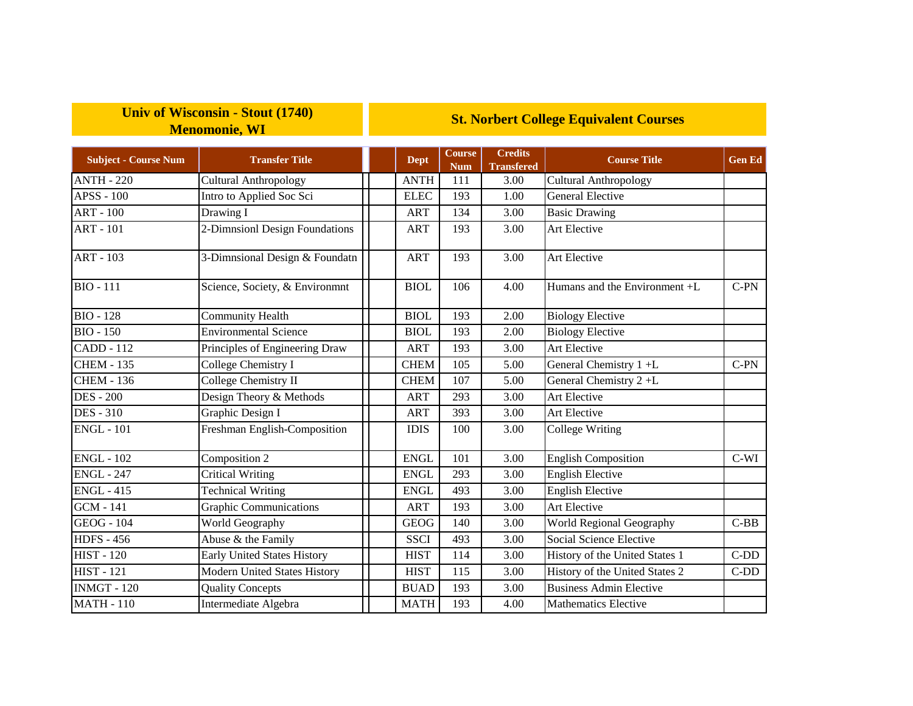| Univ of Wisconsin - Stout (1740) Menomonie, WI | | St. Norbert College Equivalent Courses | | | | |
|---|---|---|---|---|---|---|
| Subject - Course Num | Transfer Title | Dept | Course Num | Credits Transfered | Course Title | Gen Ed |
| ANTH - 220 | Cultural Anthropology | ANTH | 111 | 3.00 | Cultural Anthropology | |
| APSS - 100 | Intro to Applied Soc Sci | ELEC | 193 | 1.00 | General Elective | |
| ART - 100 | Drawing I | ART | 134 | 3.00 | Basic Drawing | |
| ART - 101 | 2-Dimnsionl Design Foundations | ART | 193 | 3.00 | Art Elective | |
| ART - 103 | 3-Dimnsional Design & Foundatn | ART | 193 | 3.00 | Art Elective | |
| BIO - 111 | Science, Society, & Environmnt | BIOL | 106 | 4.00 | Humans and the Environment +L | C-PN |
| BIO - 128 | Community Health | BIOL | 193 | 2.00 | Biology Elective | |
| BIO - 150 | Environmental Science | BIOL | 193 | 2.00 | Biology Elective | |
| CADD - 112 | Principles of Engineering Draw | ART | 193 | 3.00 | Art Elective | |
| CHEM - 135 | College Chemistry I | CHEM | 105 | 5.00 | General Chemistry 1 +L | C-PN |
| CHEM - 136 | College Chemistry II | CHEM | 107 | 5.00 | General Chemistry 2 +L | |
| DES - 200 | Design Theory & Methods | ART | 293 | 3.00 | Art Elective | |
| DES - 310 | Graphic Design I | ART | 393 | 3.00 | Art Elective | |
| ENGL - 101 | Freshman English-Composition | IDIS | 100 | 3.00 | College Writing | |
| ENGL - 102 | Composition 2 | ENGL | 101 | 3.00 | English Composition | C-WI |
| ENGL - 247 | Critical Writing | ENGL | 293 | 3.00 | English Elective | |
| ENGL - 415 | Technical Writing | ENGL | 493 | 3.00 | English Elective | |
| GCM - 141 | Graphic Communications | ART | 193 | 3.00 | Art Elective | |
| GEOG - 104 | World Geography | GEOG | 140 | 3.00 | World Regional Geography | C-BB |
| HDFS - 456 | Abuse & the Family | SSCI | 493 | 3.00 | Social Science Elective | |
| HIST - 120 | Early United States History | HIST | 114 | 3.00 | History of the United States 1 | C-DD |
| HIST - 121 | Modern United States History | HIST | 115 | 3.00 | History of the United States 2 | C-DD |
| INMGT - 120 | Quality Concepts | BUAD | 193 | 3.00 | Business Admin Elective | |
| MATH - 110 | Intermediate Algebra | MATH | 193 | 4.00 | Mathematics Elective | |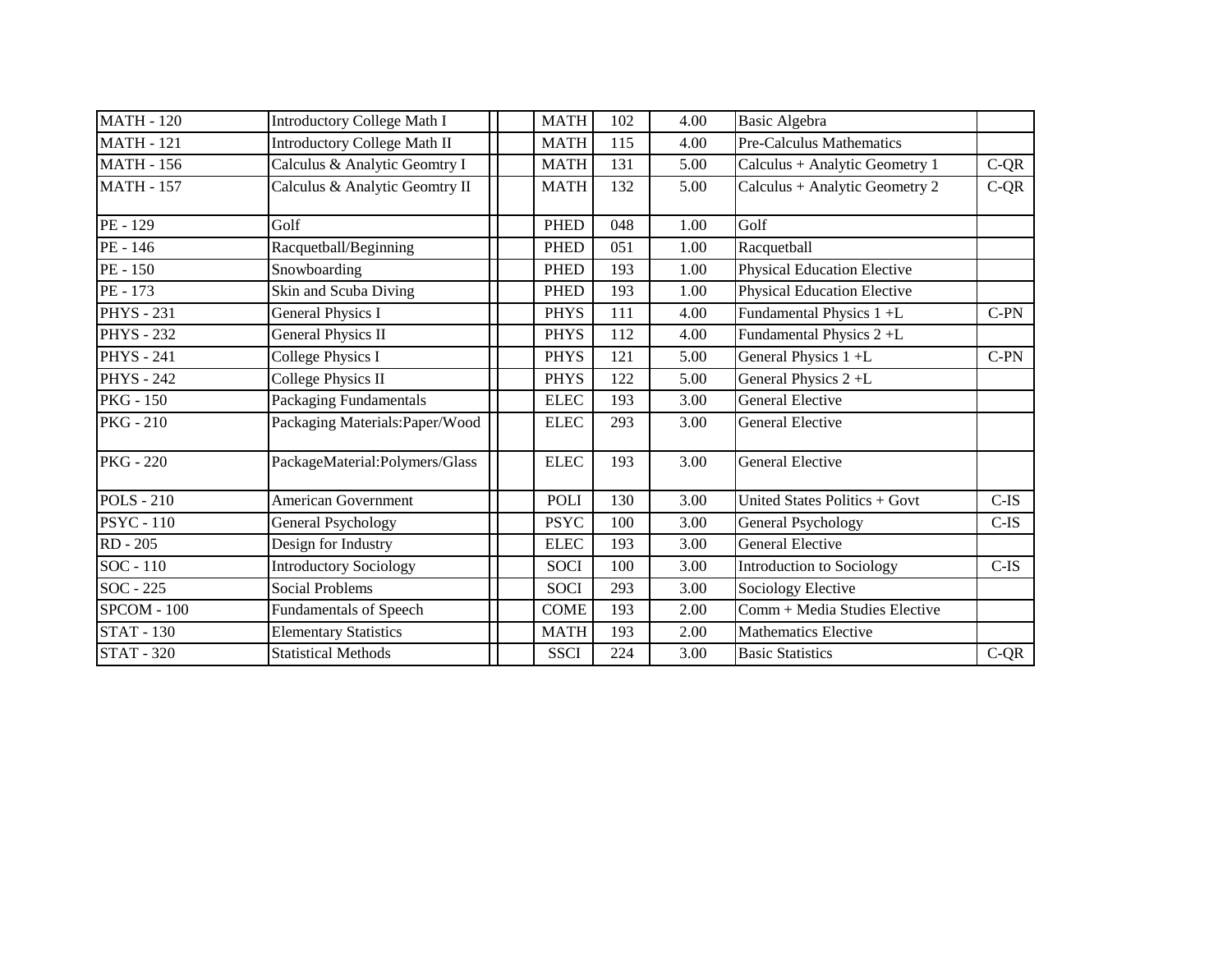| | | | | | | | | |
|---|---|---|---|---|---|---|---|---|
| MATH - 120 | Introductory College Math I | | | MATH | 102 | 4.00 | Basic Algebra | |
| MATH - 121 | Introductory College Math II | | | MATH | 115 | 4.00 | Pre-Calculus Mathematics | |
| MATH - 156 | Calculus & Analytic Geomtry I | | | MATH | 131 | 5.00 | Calculus + Analytic Geometry 1 | C-QR |
| MATH - 157 | Calculus & Analytic Geomtry II | | | MATH | 132 | 5.00 | Calculus + Analytic Geometry 2 | C-QR |
| PE - 129 | Golf | | | PHED | 048 | 1.00 | Golf | |
| PE - 146 | Racquetball/Beginning | | | PHED | 051 | 1.00 | Racquetball | |
| PE - 150 | Snowboarding | | | PHED | 193 | 1.00 | Physical Education Elective | |
| PE - 173 | Skin and Scuba Diving | | | PHED | 193 | 1.00 | Physical Education Elective | |
| PHYS - 231 | General Physics I | | | PHYS | 111 | 4.00 | Fundamental Physics 1 +L | C-PN |
| PHYS - 232 | General Physics II | | | PHYS | 112 | 4.00 | Fundamental Physics 2 +L | |
| PHYS - 241 | College Physics I | | | PHYS | 121 | 5.00 | General Physics 1 +L | C-PN |
| PHYS - 242 | College Physics II | | | PHYS | 122 | 5.00 | General Physics 2 +L | |
| PKG - 150 | Packaging Fundamentals | | | ELEC | 193 | 3.00 | General Elective | |
| PKG - 210 | Packaging Materials:Paper/Wood | | | ELEC | 293 | 3.00 | General Elective | |
| PKG - 220 | PackageMaterial:Polymers/Glass | | | ELEC | 193 | 3.00 | General Elective | |
| POLS - 210 | American Government | | | POLI | 130 | 3.00 | United States Politics + Govt | C-IS |
| PSYC - 110 | General Psychology | | | PSYC | 100 | 3.00 | General Psychology | C-IS |
| RD - 205 | Design for Industry | | | ELEC | 193 | 3.00 | General Elective | |
| SOC - 110 | Introductory Sociology | | | SOCI | 100 | 3.00 | Introduction to Sociology | C-IS |
| SOC - 225 | Social Problems | | | SOCI | 293 | 3.00 | Sociology Elective | |
| SPCOM - 100 | Fundamentals of Speech | | | COME | 193 | 2.00 | Comm + Media Studies Elective | |
| STAT - 130 | Elementary Statistics | | | MATH | 193 | 2.00 | Mathematics Elective | |
| STAT - 320 | Statistical Methods | | | SSCI | 224 | 3.00 | Basic Statistics | C-QR |